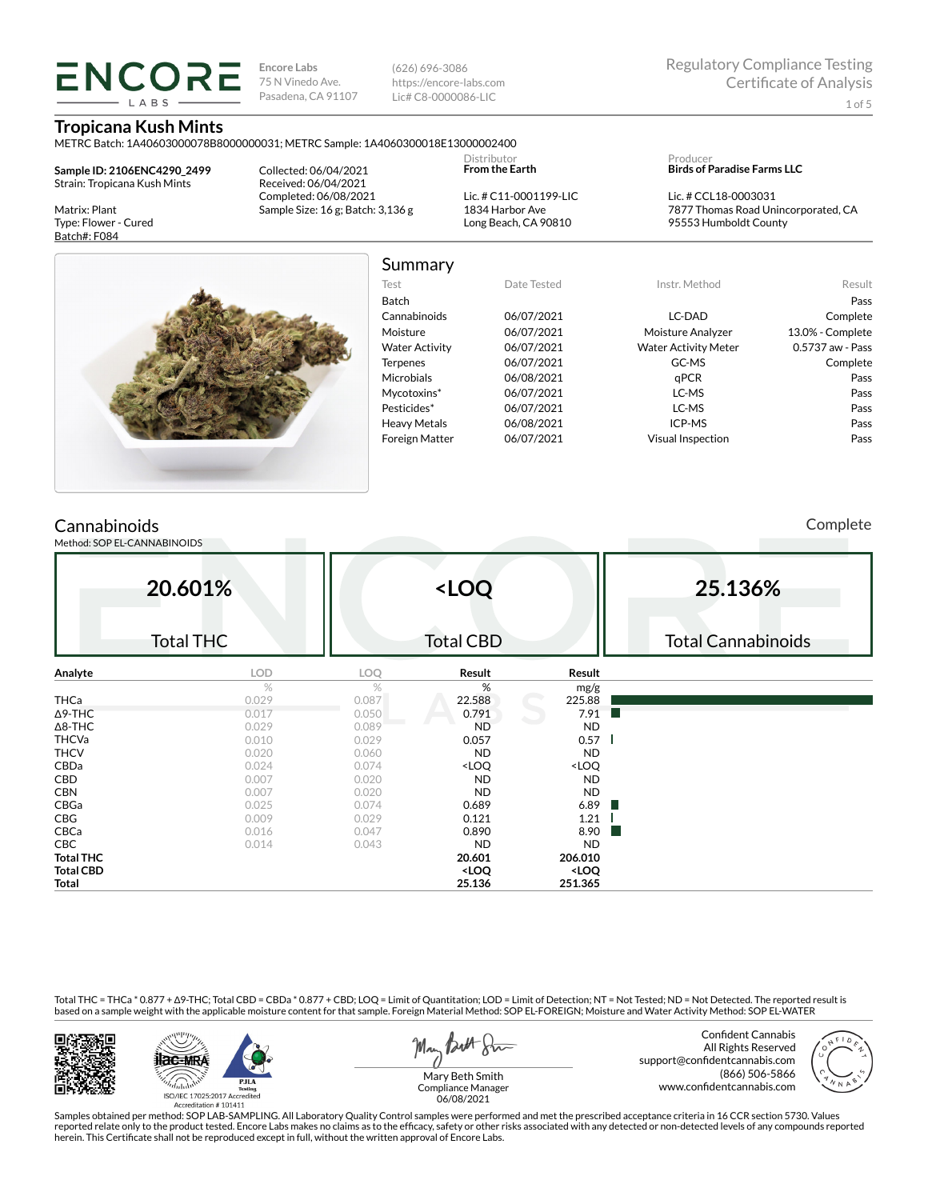# ENCORE LABS

Encore Labs
75 N Vinedo Ave.
Pasadena, CA 91107

(626) 696-3086
https://encore-labs.com
Lic# C8-0000086-LIC

Regulatory Compliance Testing
Certificate of Analysis

## Tropicana Kush Mints

METRC Batch: 1A40603000078B8000000031; METRC Sample: 1A4060300018E13000002400

**Sample ID: 2106ENC4290_2499**
Strain: Tropicana Kush Mints

Matrix: Plant
Type: Flower - Cured
Batch#: F084

Collected: 06/04/2021
Received: 06/04/2021
Completed: 06/08/2021
Sample Size: 16 g; Batch: 3,136 g

Distributor
**From the Earth**

Lic. # C11-0001199-LIC
1834 Harbor Ave
Long Beach, CA 90810

Producer
**Birds of Paradise Farms LLC**

Lic. # CCL18-0003031
7877 Thomas Road Unincorporated, CA
95553 Humboldt County

## Summary

| Test | Date Tested | Instr. Method | Result |
|---|---|---|---|
| Batch | | | Pass |
| Cannabinoids | 06/07/2021 | LC-DAD | Complete |
| Moisture | 06/07/2021 | Moisture Analyzer | 13.0% - Complete |
| Water Activity | 06/07/2021 | Water Activity Meter | 0.5737 aw - Pass |
| Terpenes | 06/07/2021 | GC-MS | Complete |
| Microbials | 06/08/2021 | qPCR | Pass |
| Mycotoxins* | 06/07/2021 | LC-MS | Pass |
| Pesticides* | 06/07/2021 | LC-MS | Pass |
| Heavy Metals | 06/08/2021 | ICP-MS | Pass |
| Foreign Matter | 06/07/2021 | Visual Inspection | Pass |

## Cannabinoids

Complete

Method: SOP EL-CANNABINOIDS

| 20.601% | <LOQ | 25.136% |
|---|---|---|
| Total THC | Total CBD | Total Cannabinoids |

| Analyte | LOD | LOQ | Result | Result |
|---|---|---|---|---|
| | % | % | % | mg/g |
| THCa | 0.029 | 0.087 | 22.588 | 225.88 |
| Δ9-THC | 0.017 | 0.050 | 0.791 | 7.91 |
| Δ8-THC | 0.029 | 0.089 | ND | ND |
| THCVa | 0.010 | 0.029 | 0.057 | 0.57 |
| THCV | 0.020 | 0.060 | ND | ND |
| CBDa | 0.024 | 0.074 | <LOQ | <LOQ |
| CBD | 0.007 | 0.020 | ND | ND |
| CBN | 0.007 | 0.020 | ND | ND |
| CBGa | 0.025 | 0.074 | 0.689 | 6.89 |
| CBG | 0.009 | 0.029 | 0.121 | 1.21 |
| CBCa | 0.016 | 0.047 | 0.890 | 8.90 |
| CBC | 0.014 | 0.043 | ND | ND |
| **Total THC** | | | **20.601** | **206.010** |
| **Total CBD** | | | **<LOQ** | **<LOQ** |
| **Total** | | | **25.136** | **251.365** |

Total THC = THCa * 0.877 + Δ9-THC; Total CBD = CBDa * 0.877 + CBD; LOQ = Limit of Quantitation; LOD = Limit of Detection; NT = Not Tested; ND = Not Detected. The reported result is based on a sample weight with the applicable moisture content for that sample. Foreign Material Method: SOP EL-FOREIGN; Moisture and Water Activity Method: SOP EL-WATER

ISO/IEC 17025:2017 Accredited
Accreditation # 101411

Mary Beth Smith
Compliance Manager
06/08/2021

Confident Cannabis
All Rights Reserved
support@confidentcannabis.com
(866) 506-5866
www.confidentcannabis.com

Samples obtained per method: SOP LAB-SAMPLING. All Laboratory Quality Control samples were performed and met the prescribed acceptance criteria in 16 CCR section 5730. Values reported relate only to the product tested. Encore Labs makes no claims as to the efficacy, safety or other risks associated with any detected or non-detected levels of any compounds reported herein. This Certificate shall not be reproduced except in full, without the written approval of Encore Labs.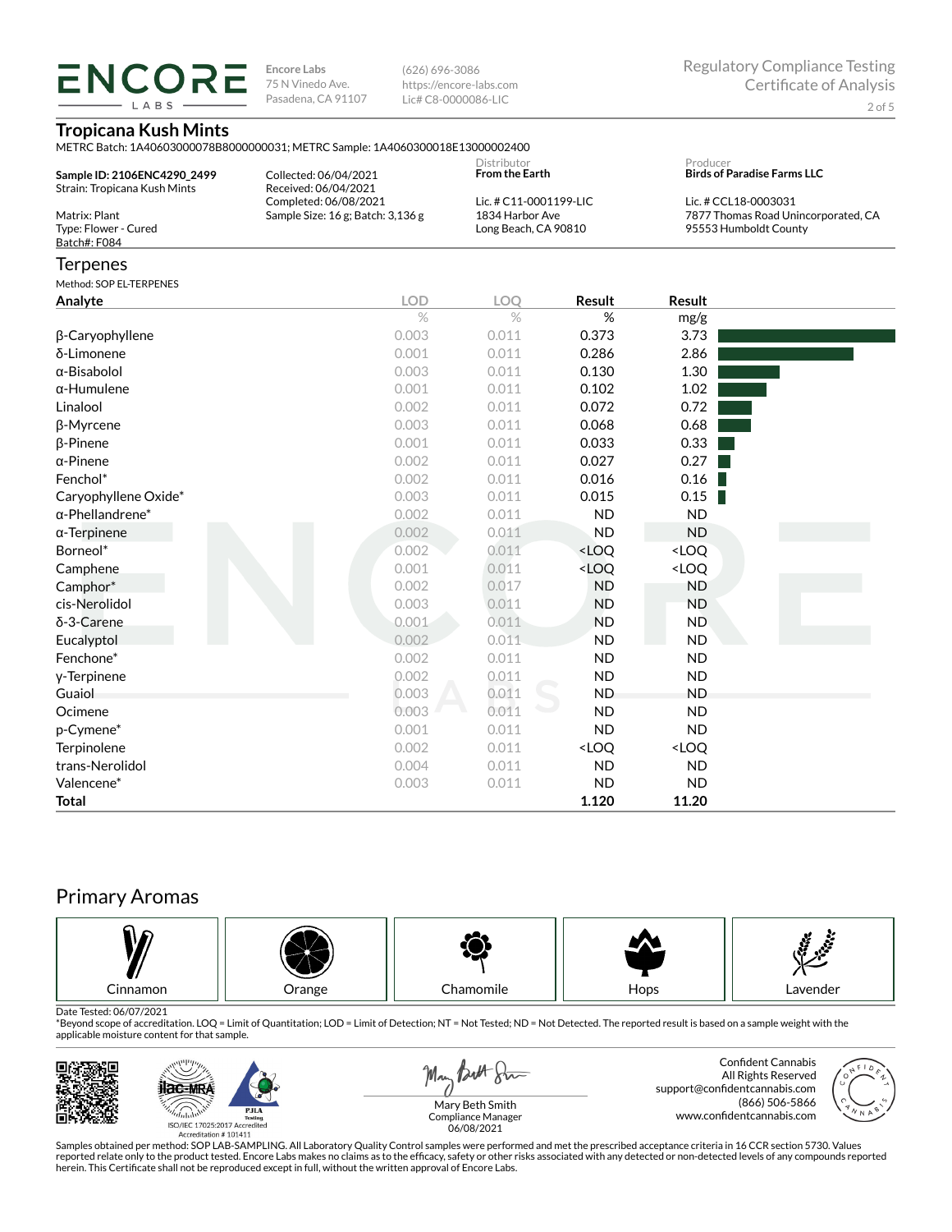**Encore Labs**
75 N Vinedo Ave.
Pasadena, CA 91107

(626) 696-3086
https://encore-labs.com
Lic# C8-0000086-LIC

Regulatory Compliance Testing
Certificate of Analysis

## Tropicana Kush Mints

METRC Batch: 1A40603000078B8000000031; METRC Sample: 1A4060300018E13000002400

**Sample ID: 2106ENC4290_2499**
Strain: Tropicana Kush Mints

Matrix: Plant
Type: Flower - Cured
Batch#: F084

Collected: 06/04/2021
Received: 06/04/2021
Completed: 06/08/2021
Sample Size: 16 g; Batch: 3,136 g

Distributor
**From the Earth**

Lic. # C11-0001199-LIC
1834 Harbor Ave
Long Beach, CA 90810

Producer
**Birds of Paradise Farms LLC**

Lic. # CCL18-0003031
7877 Thomas Road Unincorporated, CA
95553 Humboldt County

## Terpenes

Method: SOP EL-TERPENES

| Analyte | LOD | LOQ | Result | Result |
|---|---|---|---|---|
| | % | % | % | mg/g |
| β-Caryophyllene | 0.003 | 0.011 | 0.373 | 3.73 |
| δ-Limonene | 0.001 | 0.011 | 0.286 | 2.86 |
| α-Bisabolol | 0.003 | 0.011 | 0.130 | 1.30 |
| α-Humulene | 0.001 | 0.011 | 0.102 | 1.02 |
| Linalool | 0.002 | 0.011 | 0.072 | 0.72 |
| β-Myrcene | 0.003 | 0.011 | 0.068 | 0.68 |
| β-Pinene | 0.001 | 0.011 | 0.033 | 0.33 |
| α-Pinene | 0.002 | 0.011 | 0.027 | 0.27 |
| Fenchol* | 0.002 | 0.011 | 0.016 | 0.16 |
| Caryophyllene Oxide* | 0.003 | 0.011 | 0.015 | 0.15 |
| α-Phellandrene* | 0.002 | 0.011 | ND | ND |
| α-Terpinene | 0.002 | 0.011 | ND | ND |
| Borneol* | 0.002 | 0.011 | <LOQ | <LOQ |
| Camphene | 0.001 | 0.011 | <LOQ | <LOQ |
| Camphor* | 0.002 | 0.017 | ND | ND |
| cis-Nerolidol | 0.003 | 0.011 | ND | ND |
| δ-3-Carene | 0.001 | 0.011 | ND | ND |
| Eucalyptol | 0.002 | 0.011 | ND | ND |
| Fenchone* | 0.002 | 0.011 | ND | ND |
| γ-Terpinene | 0.002 | 0.011 | ND | ND |
| Guaiol | 0.003 | 0.011 | ND | ND |
| Ocimene | 0.003 | 0.011 | ND | ND |
| p-Cymene* | 0.001 | 0.011 | ND | ND |
| Terpinolene | 0.002 | 0.011 | <LOQ | <LOQ |
| trans-Nerolidol | 0.004 | 0.011 | ND | ND |
| Valencene* | 0.003 | 0.011 | ND | ND |
| **Total** | | | **1.120** | **11.20** |

## Primary Aromas

Cinnamon | Orange | Chamomile | Hops | Lavender

Date Tested: 06/07/2021
*Beyond scope of accreditation. LOQ = Limit of Quantitation; LOD = Limit of Detection; NT = Not Tested; ND = Not Detected. The reported result is based on a sample weight with the applicable moisture content for that sample.

ISO/IEC 17025:2017 Accredited
Accreditation # 101411

Mary Beth Smith
Compliance Manager
06/08/2021

Confident Cannabis
All Rights Reserved
support@confidentcannabis.com
(866) 506-5866
www.confidentcannabis.com

Samples obtained per method: SOP LAB-SAMPLING. All Laboratory Quality Control samples were performed and met the prescribed acceptance criteria in 16 CCR section 5730. Values reported relate only to the product tested. Encore Labs makes no claims as to the efficacy, safety or other risks associated with any detected or non-detected levels of any compounds reported herein. This Certificate shall not be reproduced except in full, without the written approval of Encore Labs.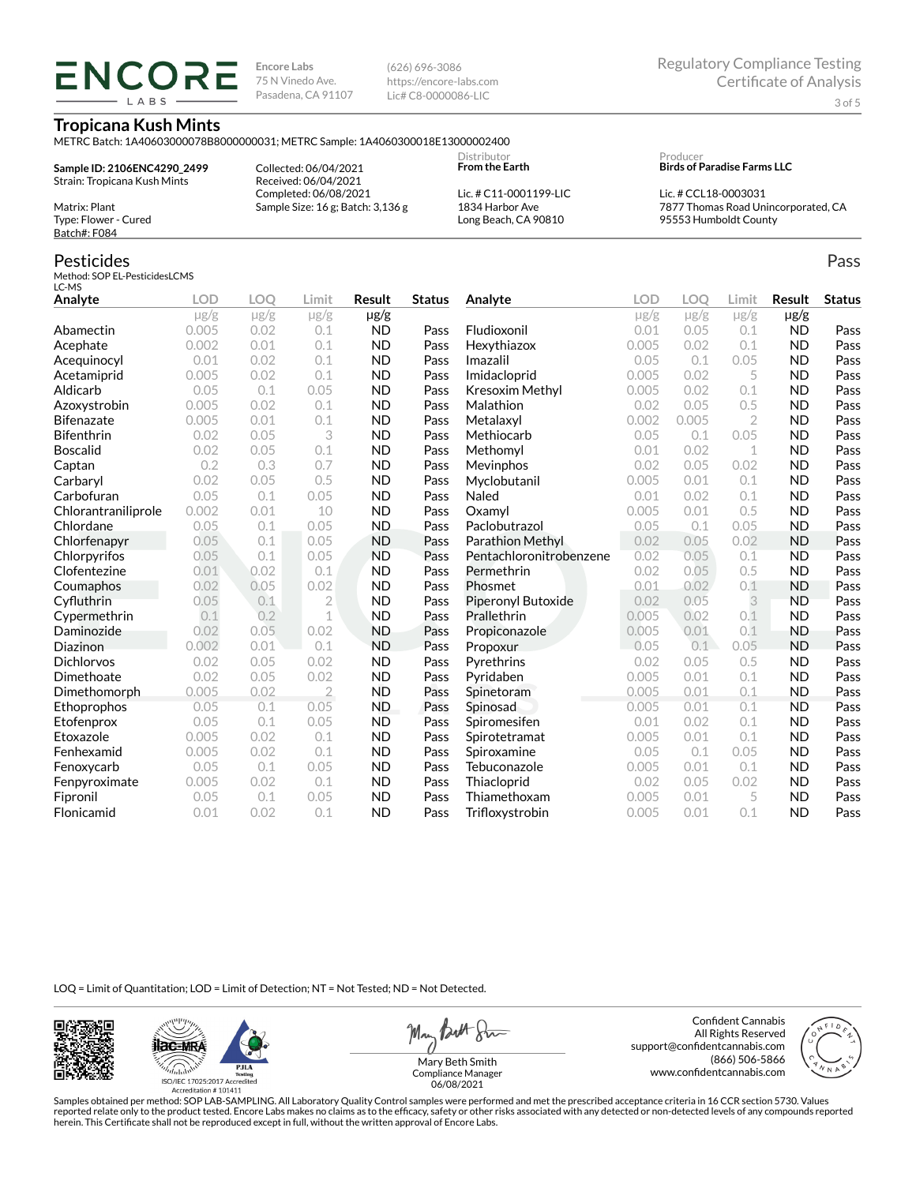Encore Labs
75 N Vinedo Ave.
Pasadena, CA 91107

(626) 696-3086
https://encore-labs.com
Lic# C8-0000086-LIC

Regulatory Compliance Testing
Certificate of Analysis

# Tropicana Kush Mints

METRC Batch: 1A40603000078B8000000031; METRC Sample: 1A4060300018E13000002400

**Sample ID: 2106ENC4290_2499**
Strain: Tropicana Kush Mints

Matrix: Plant
Type: Flower - Cured
Batch#: F084

Collected: 06/04/2021
Received: 06/04/2021
Completed: 06/08/2021
Sample Size: 16 g; Batch: 3,136 g

Distributor
**From the Earth**

Lic. # C11-0001199-LIC
1834 Harbor Ave
Long Beach, CA 90810

Producer
**Birds of Paradise Farms LLC**

Lic. # CCL18-0003031
7877 Thomas Road Unincorporated, CA
95553 Humboldt County

## Pesticides

Pass

Method: SOP EL-PesticidesLCMS
LC-MS

| Analyte | LOD | LOQ | Limit | Result | Status |
|---|---|---|---|---|---|
| | μg/g | μg/g | μg/g | μg/g | |
| Abamectin | 0.005 | 0.02 | 0.1 | ND | Pass |
| Acephate | 0.002 | 0.01 | 0.1 | ND | Pass |
| Acequinocyl | 0.01 | 0.02 | 0.1 | ND | Pass |
| Acetamiprid | 0.005 | 0.02 | 0.1 | ND | Pass |
| Aldicarb | 0.05 | 0.1 | 0.05 | ND | Pass |
| Azoxystrobin | 0.005 | 0.02 | 0.1 | ND | Pass |
| Bifenazate | 0.005 | 0.01 | 0.1 | ND | Pass |
| Bifenthrin | 0.02 | 0.05 | 3 | ND | Pass |
| Boscalid | 0.02 | 0.05 | 0.1 | ND | Pass |
| Captan | 0.2 | 0.3 | 0.7 | ND | Pass |
| Carbaryl | 0.02 | 0.05 | 0.5 | ND | Pass |
| Carbofuran | 0.05 | 0.1 | 0.05 | ND | Pass |
| Chlorantraniliprole | 0.002 | 0.01 | 10 | ND | Pass |
| Chlordane | 0.05 | 0.1 | 0.05 | ND | Pass |
| Chlorfenapyr | 0.05 | 0.1 | 0.05 | ND | Pass |
| Chlorpyrifos | 0.05 | 0.1 | 0.05 | ND | Pass |
| Clofentezine | 0.01 | 0.02 | 0.1 | ND | Pass |
| Coumaphos | 0.02 | 0.05 | 0.02 | ND | Pass |
| Cyfluthrin | 0.05 | 0.1 | 2 | ND | Pass |
| Cypermethrin | 0.1 | 0.2 | 1 | ND | Pass |
| Daminozide | 0.02 | 0.05 | 0.02 | ND | Pass |
| Diazinon | 0.002 | 0.01 | 0.1 | ND | Pass |
| Dichlorvos | 0.02 | 0.05 | 0.02 | ND | Pass |
| Dimethoate | 0.02 | 0.05 | 0.02 | ND | Pass |
| Dimethomorph | 0.005 | 0.02 | 2 | ND | Pass |
| Ethoprophos | 0.05 | 0.1 | 0.05 | ND | Pass |
| Etofenprox | 0.05 | 0.1 | 0.05 | ND | Pass |
| Etoxazole | 0.005 | 0.02 | 0.1 | ND | Pass |
| Fenhexamid | 0.005 | 0.02 | 0.1 | ND | Pass |
| Fenoxycarb | 0.05 | 0.1 | 0.05 | ND | Pass |
| Fenpyroximate | 0.005 | 0.02 | 0.1 | ND | Pass |
| Fipronil | 0.05 | 0.1 | 0.05 | ND | Pass |
| Flonicamid | 0.01 | 0.02 | 0.1 | ND | Pass |
| Fludioxonil | 0.01 | 0.05 | 0.1 | ND | Pass |
| Hexythiazox | 0.005 | 0.02 | 0.1 | ND | Pass |
| Imazalil | 0.05 | 0.1 | 0.05 | ND | Pass |
| Imidacloprid | 0.005 | 0.02 | 5 | ND | Pass |
| Kresoxim Methyl | 0.005 | 0.02 | 0.1 | ND | Pass |
| Malathion | 0.02 | 0.05 | 0.5 | ND | Pass |
| Metalaxyl | 0.002 | 0.005 | 2 | ND | Pass |
| Methiocarb | 0.05 | 0.1 | 0.05 | ND | Pass |
| Methomyl | 0.01 | 0.02 | 1 | ND | Pass |
| Mevinphos | 0.02 | 0.05 | 0.02 | ND | Pass |
| Myclobutanil | 0.005 | 0.01 | 0.1 | ND | Pass |
| Naled | 0.01 | 0.02 | 0.1 | ND | Pass |
| Oxamyl | 0.005 | 0.01 | 0.5 | ND | Pass |
| Paclobutrazol | 0.05 | 0.1 | 0.05 | ND | Pass |
| Parathion Methyl | 0.02 | 0.05 | 0.02 | ND | Pass |
| Pentachloronitrobenzene | 0.02 | 0.05 | 0.1 | ND | Pass |
| Permethrin | 0.02 | 0.05 | 0.5 | ND | Pass |
| Phosmet | 0.01 | 0.02 | 0.1 | ND | Pass |
| Piperonyl Butoxide | 0.02 | 0.05 | 3 | ND | Pass |
| Prallethrin | 0.005 | 0.02 | 0.1 | ND | Pass |
| Propiconazole | 0.005 | 0.01 | 0.1 | ND | Pass |
| Propoxur | 0.05 | 0.1 | 0.05 | ND | Pass |
| Pyrethrins | 0.02 | 0.05 | 0.5 | ND | Pass |
| Pyridaben | 0.005 | 0.01 | 0.1 | ND | Pass |
| Spinetoram | 0.005 | 0.01 | 0.1 | ND | Pass |
| Spinosad | 0.005 | 0.01 | 0.1 | ND | Pass |
| Spiromesifen | 0.01 | 0.02 | 0.1 | ND | Pass |
| Spirotetramat | 0.005 | 0.01 | 0.1 | ND | Pass |
| Spiroxamine | 0.05 | 0.1 | 0.05 | ND | Pass |
| Tebuconazole | 0.005 | 0.01 | 0.1 | ND | Pass |
| Thiacloprid | 0.02 | 0.05 | 0.02 | ND | Pass |
| Thiamethoxam | 0.005 | 0.01 | 5 | ND | Pass |
| Trifloxystrobin | 0.005 | 0.01 | 0.1 | ND | Pass |

LOQ = Limit of Quantitation; LOD = Limit of Detection; NT = Not Tested; ND = Not Detected.

ISO/IEC 17025:2017 Accredited
Accreditation # 101411

Mary Beth Smith
Compliance Manager
06/08/2021

Confident Cannabis
All Rights Reserved
support@confidentcannabis.com
(866) 506-5866
www.confidentcannabis.com

Samples obtained per method: SOP LAB-SAMPLING. All Laboratory Quality Control samples were performed and met the prescribed acceptance criteria in 16 CCR section 5730. Values reported relate only to the product tested. Encore Labs makes no claims as to the efficacy, safety or other risks associated with any detected or non-detected levels of any compounds reported herein. This Certificate shall not be reproduced except in full, without the written approval of Encore Labs.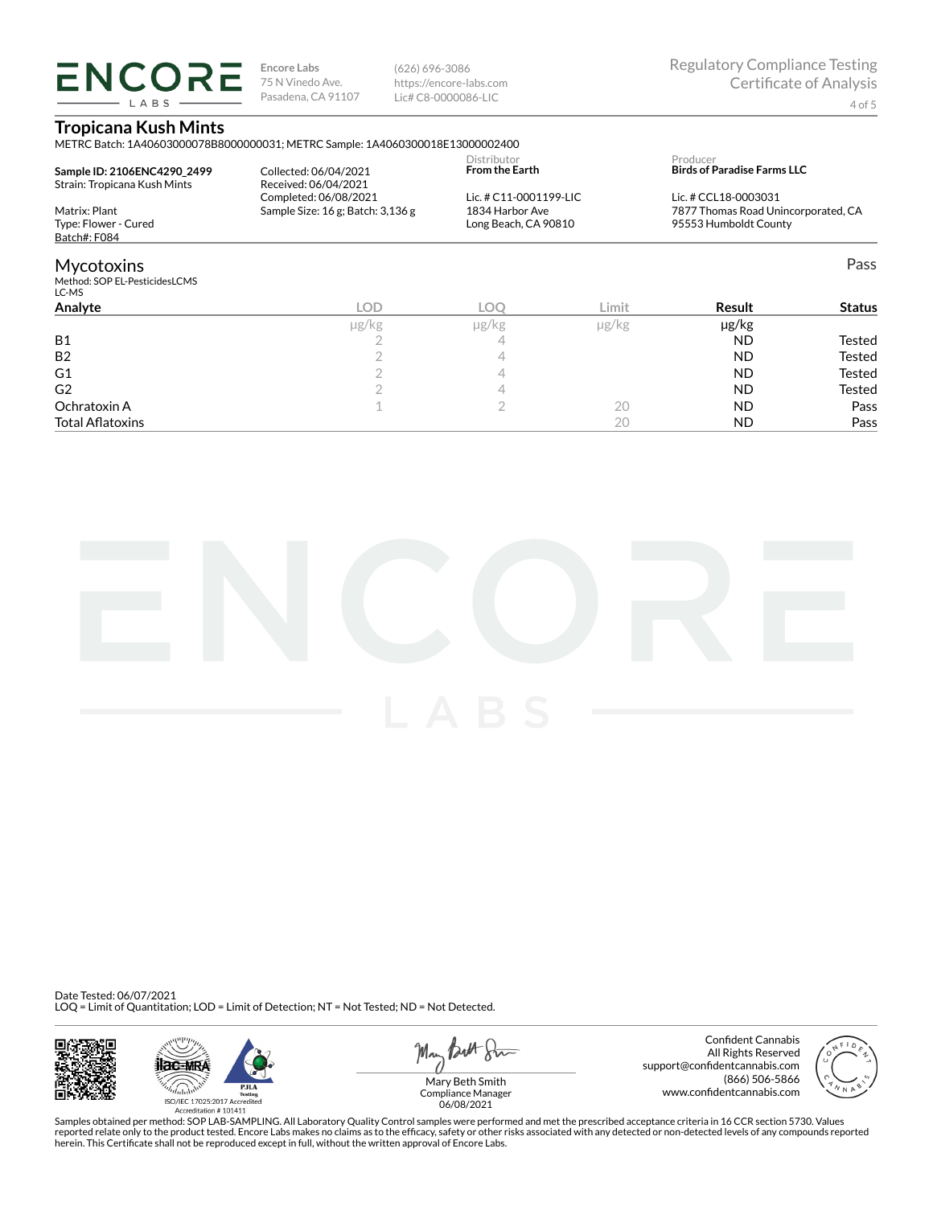**Encore Labs**
75 N Vinedo Ave.
Pasadena, CA 91107

(626) 696-3086
https://encore-labs.com
Lic# C8-0000086-LIC

Regulatory Compliance Testing
Certificate of Analysis

# Tropicana Kush Mints

METRC Batch: 1A40603000078B8000000031; METRC Sample: 1A4060300018E13000002400

**Sample ID: 2106ENC4290_2499**
Strain: Tropicana Kush Mints

Matrix: Plant
Type: Flower - Cured
Batch#: F084

Collected: 06/04/2021
Received: 06/04/2021
Completed: 06/08/2021
Sample Size: 16 g; Batch: 3,136 g

Distributor
**From the Earth**
Lic. # C11-0001199-LIC
1834 Harbor Ave
Long Beach, CA 90810

Producer
**Birds of Paradise Farms LLC**
Lic. # CCL18-0003031
7877 Thomas Road Unincorporated, CA
95553 Humboldt County

## Mycotoxins

Pass

Method: SOP EL-PesticidesLCMS
LC-MS

| Analyte | LOD | LOQ | Limit | Result | Status |
|---|---|---|---|---|---|
| | μg/kg | μg/kg | μg/kg | μg/kg | |
| B1 | 2 | 4 | | ND | Tested |
| B2 | 2 | 4 | | ND | Tested |
| G1 | 2 | 4 | | ND | Tested |
| G2 | 2 | 4 | | ND | Tested |
| Ochratoxin A | 1 | 2 | 20 | ND | Pass |
| Total Aflatoxins | | | 20 | ND | Pass |

Date Tested: 06/07/2021
LOQ = Limit of Quantitation; LOD = Limit of Detection; NT = Not Tested; ND = Not Detected.

ISO/IEC 17025:2017 Accredited
Accreditation # 101411

Mary Beth Smith
Compliance Manager
06/08/2021

Confident Cannabis
All Rights Reserved
support@confidentcannabis.com
(866) 506-5866
www.confidentcannabis.com

Samples obtained per method: SOP LAB-SAMPLING. All Laboratory Quality Control samples were performed and met the prescribed acceptance criteria in 16 CCR section 5730. Values reported relate only to the product tested. Encore Labs makes no claims as to the efficacy, safety or other risks associated with any detected or non-detected levels of any compounds reported herein. This Certificate shall not be reproduced except in full, without the written approval of Encore Labs.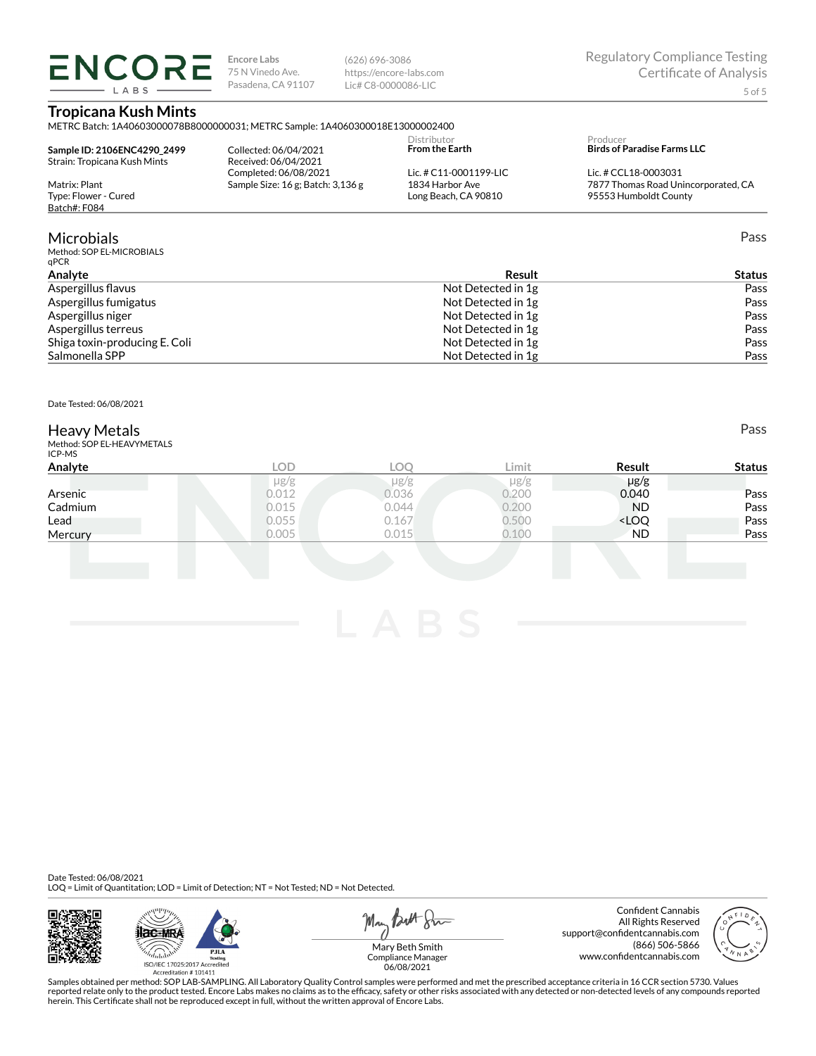**Encore Labs**
75 N Vinedo Ave.
Pasadena, CA 91107

(626) 696-3086
https://encore-labs.com
Lic# C8-0000086-LIC

Regulatory Compliance Testing
Certificate of Analysis

# Tropicana Kush Mints

METRC Batch: 1A40603000078B8000000031; METRC Sample: 1A4060300018E13000002400

**Sample ID: 2106ENC4290_2499**
Strain: Tropicana Kush Mints

Matrix: Plant
Type: Flower - Cured
Batch#: F084

Collected: 06/04/2021
Received: 06/04/2021
Completed: 06/08/2021
Sample Size: 16 g; Batch: 3,136 g

Distributor
**From the Earth**

Lic. # C11-0001199-LIC
1834 Harbor Ave
Long Beach, CA 90810

Producer
**Birds of Paradise Farms LLC**

Lic. # CCL18-0003031
7877 Thomas Road Unincorporated, CA
95553 Humboldt County

## Microbials

Pass

Method: SOP EL-MICROBIALS
qPCR

| Analyte | Result | Status |
|---|---|---|
| Aspergillus flavus | Not Detected in 1g | Pass |
| Aspergillus fumigatus | Not Detected in 1g | Pass |
| Aspergillus niger | Not Detected in 1g | Pass |
| Aspergillus terreus | Not Detected in 1g | Pass |
| Shiga toxin-producing E. Coli | Not Detected in 1g | Pass |
| Salmonella SPP | Not Detected in 1g | Pass |

Date Tested: 06/08/2021

## Heavy Metals

Pass

Method: SOP EL-HEAVYMETALS
ICP-MS

| Analyte | LOD | LOQ | Limit | Result | Status |
|---|---|---|---|---|---|
| | µg/g | µg/g | µg/g | µg/g | |
| Arsenic | 0.012 | 0.036 | 0.200 | 0.040 | Pass |
| Cadmium | 0.015 | 0.044 | 0.200 | ND | Pass |
| Lead | 0.055 | 0.167 | 0.500 | <LOQ | Pass |
| Mercury | 0.005 | 0.015 | 0.100 | ND | Pass |

Date Tested: 06/08/2021
LOQ = Limit of Quantitation; LOD = Limit of Detection; NT = Not Tested; ND = Not Detected.

ISO/IEC 17025:2017 Accredited
Accreditation # 101411

Mary Beth Smith
Compliance Manager
06/08/2021

Confident Cannabis
All Rights Reserved
support@confidentcannabis.com
(866) 506-5866
www.confidentcannabis.com

Samples obtained per method: SOP LAB-SAMPLING. All Laboratory Quality Control samples were performed and met the prescribed acceptance criteria in 16 CCR section 5730. Values reported relate only to the product tested. Encore Labs makes no claims as to the efficacy, safety or other risks associated with any detected or non-detected levels of any compounds reported herein. This Certificate shall not be reproduced except in full, without the written approval of Encore Labs.